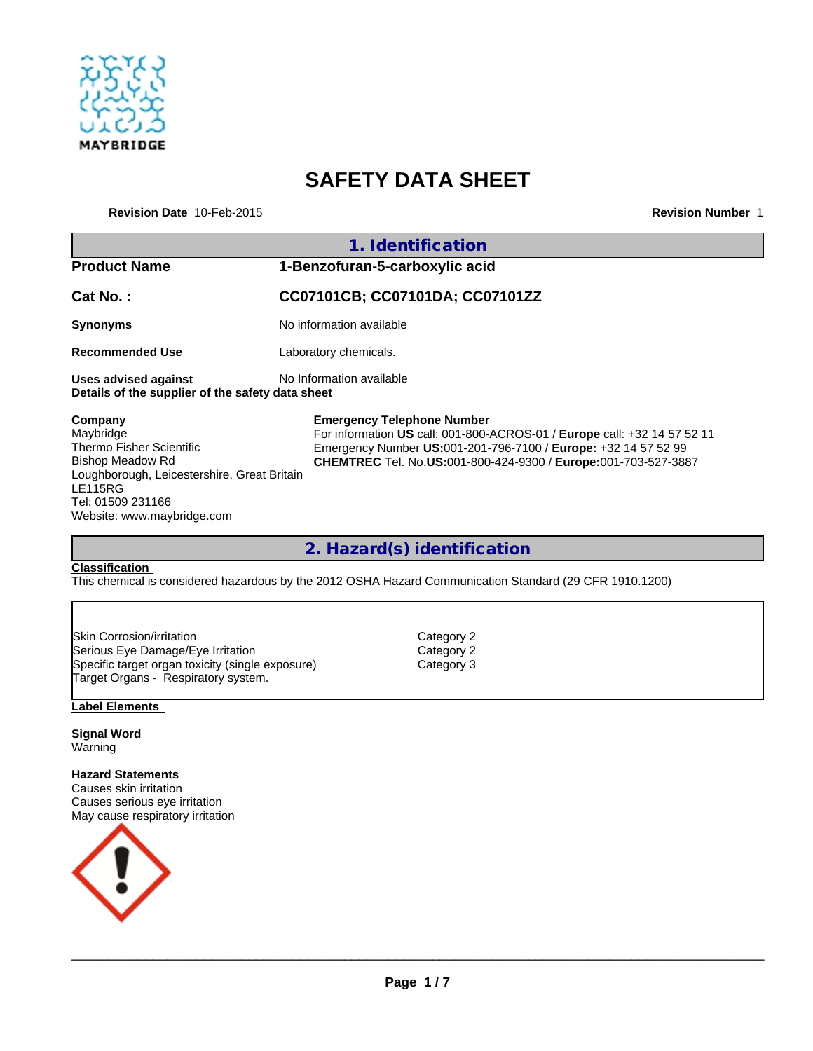# SAFETY DATA SHEET

**Revision Date** 10-Feb-2015 **Revision Number** 1

## 1. Identification

| | |
|---|---|
| **Product Name** | **1-Benzofuran-5-carboxylic acid** |
| **Cat No. :** | **CC07101CB; CC07101DA; CC07101ZZ** |
| **Synonyms** | No information available |
| **Recommended Use** | Laboratory chemicals. |
| **Uses advised against** | No Information available |

**Details of the supplier of the safety data sheet**

**Company**
Maybridge
Thermo Fisher Scientific
Bishop Meadow Rd
Loughborough, Leicestershire, Great Britain
LE115RG
Tel: 01509 231166
Website: www.maybridge.com

**Emergency Telephone Number**
For information **US** call: 001-800-ACROS-01 / **Europe** call: +32 14 57 52 11
Emergency Number **US:**001-201-796-7100 / **Europe:** +32 14 57 52 99
**CHEMTREC** Tel. No.**US:**001-800-424-9300 / **Europe:**001-703-527-3887

## 2. Hazard(s) identification

**Classification**

This chemical is considered hazardous by the 2012 OSHA Hazard Communication Standard (29 CFR 1910.1200)

| | |
|---|---|
| Skin Corrosion/irritation | Category 2 |
| Serious Eye Damage/Eye Irritation | Category 2 |
| Specific target organ toxicity (single exposure) | Category 3 |
| Target Organs - Respiratory system. | |

**Label Elements**

**Signal Word**
Warning

**Hazard Statements**
Causes skin irritation
Causes serious eye irritation
May cause respiratory irritation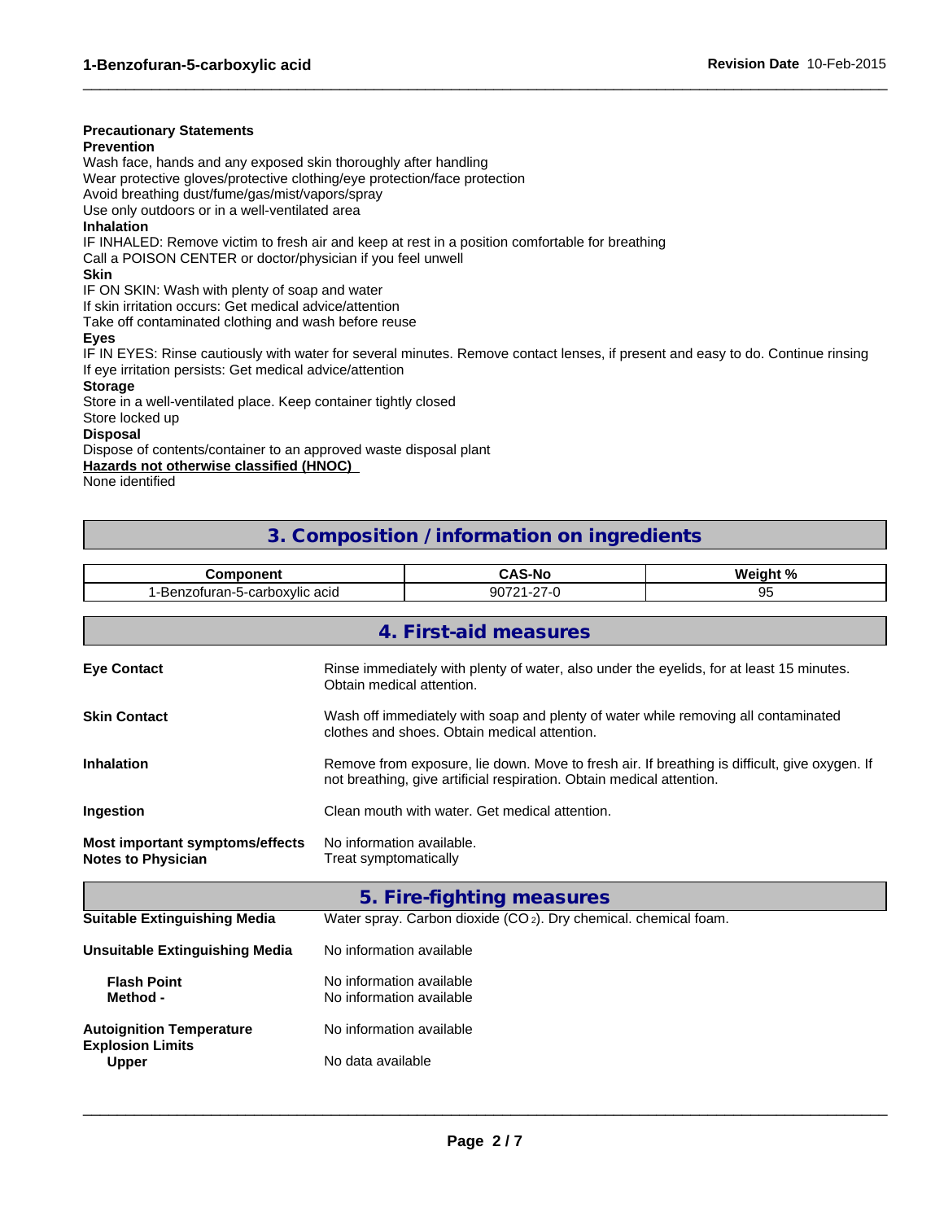**Precautionary Statements**

**Prevention**

Wash face, hands and any exposed skin thoroughly after handling
Wear protective gloves/protective clothing/eye protection/face protection
Avoid breathing dust/fume/gas/mist/vapors/spray
Use only outdoors or in a well-ventilated area

**Inhalation**

IF INHALED: Remove victim to fresh air and keep at rest in a position comfortable for breathing
Call a POISON CENTER or doctor/physician if you feel unwell

**Skin**

IF ON SKIN: Wash with plenty of soap and water
If skin irritation occurs: Get medical advice/attention
Take off contaminated clothing and wash before reuse

**Eyes**

IF IN EYES: Rinse cautiously with water for several minutes. Remove contact lenses, if present and easy to do. Continue rinsing
If eye irritation persists: Get medical advice/attention

**Storage**

Store in a well-ventilated place. Keep container tightly closed
Store locked up

**Disposal**

Dispose of contents/container to an approved waste disposal plant

**Hazards not otherwise classified (HNOC)**

None identified

## 3. Composition / information on ingredients

| Component | CAS-No | Weight % |
|---|---|---|
| 1-Benzofuran-5-carboxylic acid | 90721-27-0 | 95 |

## 4. First-aid measures

**Eye Contact**
Rinse immediately with plenty of water, also under the eyelids, for at least 15 minutes. Obtain medical attention.

**Skin Contact**
Wash off immediately with soap and plenty of water while removing all contaminated clothes and shoes. Obtain medical attention.

**Inhalation**
Remove from exposure, lie down. Move to fresh air. If breathing is difficult, give oxygen. If not breathing, give artificial respiration. Obtain medical attention.

**Ingestion**
Clean mouth with water. Get medical attention.

**Most important symptoms/effects**
No information available.

**Notes to Physician**
Treat symptomatically

## 5. Fire-fighting measures

**Suitable Extinguishing Media**
Water spray. Carbon dioxide ($CO_2$). Dry chemical. chemical foam.

**Unsuitable Extinguishing Media**
No information available

**Flash Point**
No information available

**Method -**
No information available

**Autoignition Temperature**
No information available

**Explosion Limits**

**Upper**
No data available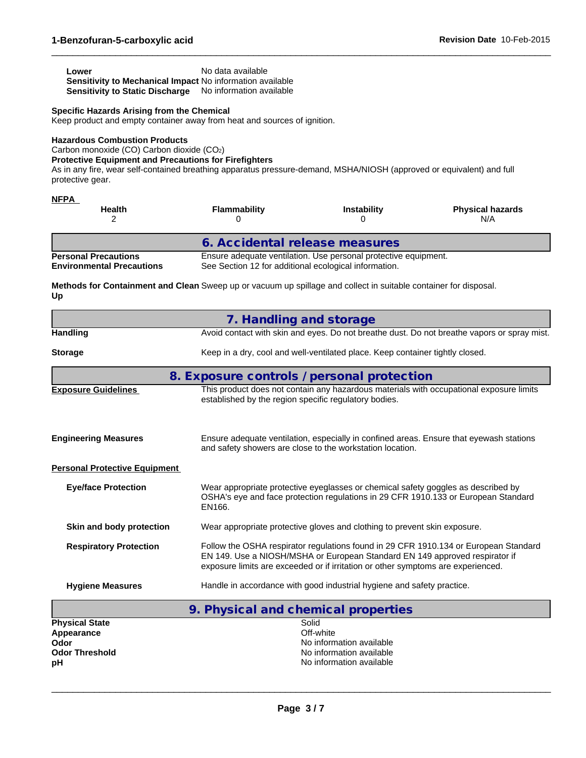| | |
|---|---|
| **Lower** | No data available |
| **Sensitivity to Mechanical Impact** | No information available |
| **Sensitivity to Static Discharge** | No information available |

**Specific Hazards Arising from the Chemical**
Keep product and empty container away from heat and sources of ignition.

**Hazardous Combustion Products**
Carbon monoxide (CO) Carbon dioxide ($CO_2$)

**Protective Equipment and Precautions for Firefighters**
As in any fire, wear self-contained breathing apparatus pressure-demand, MSHA/NIOSH (approved or equivalent) and full protective gear.

**NFPA**

| Health | Flammability | Instability | Physical hazards |
|---|---|---|---|
| 2 | 0 | 0 | N/A |

## 6. Accidental release measures

| | |
|---|---|
| **Personal Precautions** | Ensure adequate ventilation. Use personal protective equipment. |
| **Environmental Precautions** | See Section 12 for additional ecological information. |
| **Methods for Containment and Clean Up** | Sweep up or vacuum up spillage and collect in suitable container for disposal. |

## 7. Handling and storage

| | |
|---|---|
| **Handling** | Avoid contact with skin and eyes. Do not breathe dust. Do not breathe vapors or spray mist. |
| **Storage** | Keep in a dry, cool and well-ventilated place. Keep container tightly closed. |

## 8. Exposure controls / personal protection

**Exposure Guidelines**
This product does not contain any hazardous materials with occupational exposure limits established by the region specific regulatory bodies.

**Engineering Measures**
Ensure adequate ventilation, especially in confined areas. Ensure that eyewash stations and safety showers are close to the workstation location.

**Personal Protective Equipment**

| | |
|---|---|
| **Eye/face Protection** | Wear appropriate protective eyeglasses or chemical safety goggles as described by OSHA's eye and face protection regulations in 29 CFR 1910.133 or European Standard EN166. |
| **Skin and body protection** | Wear appropriate protective gloves and clothing to prevent skin exposure. |
| **Respiratory Protection** | Follow the OSHA respirator regulations found in 29 CFR 1910.134 or European Standard EN 149. Use a NIOSH/MSHA or European Standard EN 149 approved respirator if exposure limits are exceeded or if irritation or other symptoms are experienced. |
| **Hygiene Measures** | Handle in accordance with good industrial hygiene and safety practice. |

## 9. Physical and chemical properties

| | |
|---|---|
| **Physical State** | Solid |
| **Appearance** | Off-white |
| **Odor** | No information available |
| **Odor Threshold** | No information available |
| **pH** | No information available |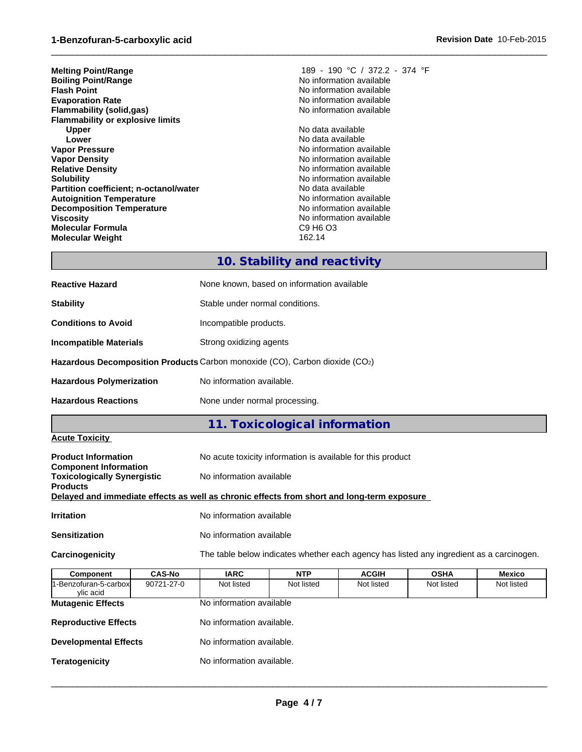| | |
|---|---|
| **Melting Point/Range** | 189 - 190 °C / 372.2 - 374 °F |
| **Boiling Point/Range** | No information available |
| **Flash Point** | No information available |
| **Evaporation Rate** | No information available |
| **Flammability (solid,gas)** | No information available |
| **Flammability or explosive limits** | |
| **Upper** | No data available |
| **Lower** | No data available |
| **Vapor Pressure** | No information available |
| **Vapor Density** | No information available |
| **Relative Density** | No information available |
| **Solubility** | No information available |
| **Partition coefficient; n-octanol/water** | No data available |
| **Autoignition Temperature** | No information available |
| **Decomposition Temperature** | No information available |
| **Viscosity** | No information available |
| **Molecular Formula** | C9 H6 O3 |
| **Molecular Weight** | 162.14 |

## 10. Stability and reactivity

**Reactive Hazard** None known, based on information available

**Stability** Stable under normal conditions.

**Conditions to Avoid** Incompatible products.

**Incompatible Materials** Strong oxidizing agents

**Hazardous Decomposition Products** Carbon monoxide (CO), Carbon dioxide ($CO_2$)

**Hazardous Polymerization** No information available.

**Hazardous Reactions** None under normal processing.

## 11. Toxicological information

**Acute Toxicity**

**Product Information** No acute toxicity information is available for this product

**Component Information**

**Toxicologically Synergistic Products** No information available

**Delayed and immediate effects as well as chronic effects from short and long-term exposure**

**Irritation** No information available

**Sensitization** No information available

**Carcinogenicity** The table below indicates whether each agency has listed any ingredient as a carcinogen.

| Component | CAS-No | IARC | NTP | ACGIH | OSHA | Mexico |
|---|---|---|---|---|---|---|
| 1-Benzofuran-5-carboxylic acid | 90721-27-0 | Not listed | Not listed | Not listed | Not listed | Not listed |

**Mutagenic Effects** No information available

**Reproductive Effects** No information available.

**Developmental Effects** No information available.

**Teratogenicity** No information available.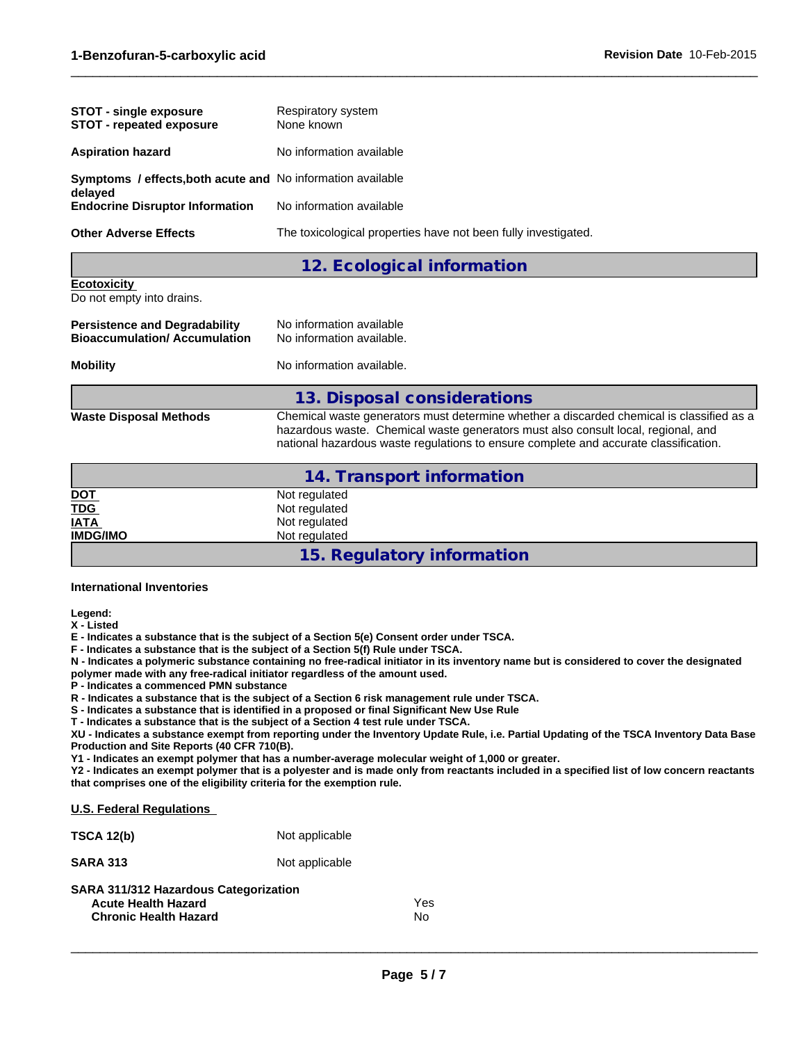| | |
|---|---|
| **STOT - single exposure** | Respiratory system |
| **STOT - repeated exposure** | None known |

**Aspiration hazard** No information available

**Symptoms / effects,both acute and delayed** No information available

**Endocrine Disruptor Information** No information available

**Other Adverse Effects** The toxicological properties have not been fully investigated.

## 12. Ecological information

**Ecotoxicity**

Do not empty into drains.

| | |
|---|---|
| **Persistence and Degradability** | No information available |
| **Bioaccumulation/ Accumulation** | No information available. |

**Mobility** No information available.

## 13. Disposal considerations

**Waste Disposal Methods** Chemical waste generators must determine whether a discarded chemical is classified as a hazardous waste. Chemical waste generators must also consult local, regional, and national hazardous waste regulations to ensure complete and accurate classification.

## 14. Transport information

| | |
|---|---|
| **DOT** | Not regulated |
| **TDG** | Not regulated |
| **IATA** | Not regulated |
| **IMDG/IMO** | Not regulated |

## 15. Regulatory information

**International Inventories**

**Legend:**
**X - Listed**
**E - Indicates a substance that is the subject of a Section 5(e) Consent order under TSCA.**
**F - Indicates a substance that is the subject of a Section 5(f) Rule under TSCA.**
**N - Indicates a polymeric substance containing no free-radical initiator in its inventory name but is considered to cover the designated polymer made with any free-radical initiator regardless of the amount used.**
**P - Indicates a commenced PMN substance**
**R - Indicates a substance that is the subject of a Section 6 risk management rule under TSCA.**
**S - Indicates a substance that is identified in a proposed or final Significant New Use Rule**
**T - Indicates a substance that is the subject of a Section 4 test rule under TSCA.**
**XU - Indicates a substance exempt from reporting under the Inventory Update Rule, i.e. Partial Updating of the TSCA Inventory Data Base Production and Site Reports (40 CFR 710(B).**
**Y1 - Indicates an exempt polymer that has a number-average molecular weight of 1,000 or greater.**
**Y2 - Indicates an exempt polymer that is a polyester and is made only from reactants included in a specified list of low concern reactants that comprises one of the eligibility criteria for the exemption rule.**

**U.S. Federal Regulations**

**TSCA 12(b)** Not applicable

**SARA 313** Not applicable

**SARA 311/312 Hazardous Categorization**

| | |
|---|---|
| **Acute Health Hazard** | Yes |
| **Chronic Health Hazard** | No |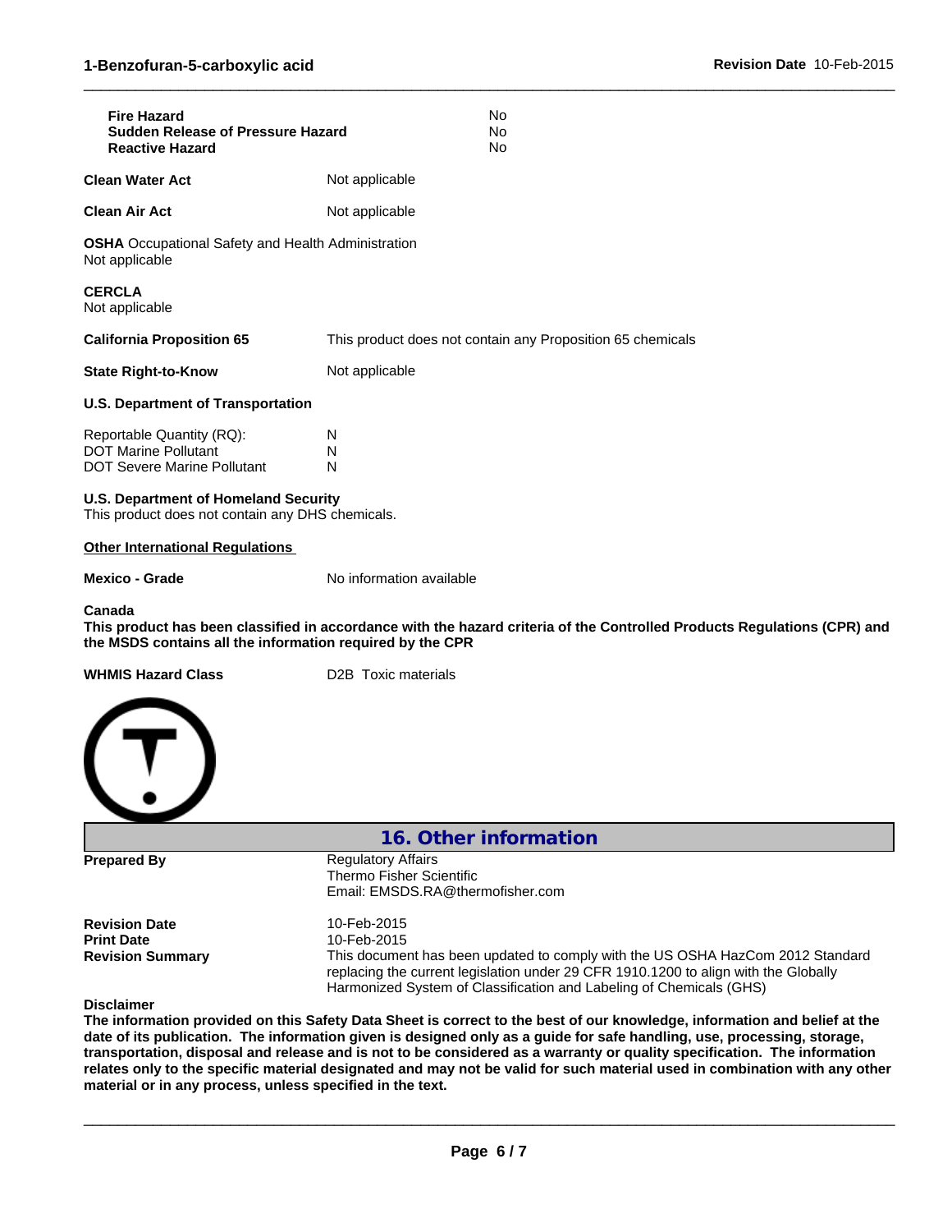| | |
|---|---|
| **Fire Hazard** | No |
| **Sudden Release of Pressure Hazard** | No |
| **Reactive Hazard** | No |

**Clean Water Act** Not applicable

**Clean Air Act** Not applicable

**OSHA** Occupational Safety and Health Administration
Not applicable

**CERCLA**
Not applicable

**California Proposition 65** This product does not contain any Proposition 65 chemicals

**State Right-to-Know** Not applicable

**U.S. Department of Transportation**

| | |
|---|---|
| Reportable Quantity (RQ): | N |
| DOT Marine Pollutant | N |
| DOT Severe Marine Pollutant | N |

**U.S. Department of Homeland Security**
This product does not contain any DHS chemicals.

**Other International Regulations**

**Mexico - Grade** No information available

**Canada**
**This product has been classified in accordance with the hazard criteria of the Controlled Products Regulations (CPR) and the MSDS contains all the information required by the CPR**

**WHMIS Hazard Class** D2B Toxic materials

## 16. Other information

**Prepared By** Regulatory Affairs
Thermo Fisher Scientific
Email: EMSDS.RA@thermofisher.com

**Revision Date** 10-Feb-2015
**Print Date** 10-Feb-2015
**Revision Summary** This document has been updated to comply with the US OSHA HazCom 2012 Standard replacing the current legislation under 29 CFR 1910.1200 to align with the Globally Harmonized System of Classification and Labeling of Chemicals (GHS)

**Disclaimer**
**The information provided on this Safety Data Sheet is correct to the best of our knowledge, information and belief at the date of its publication. The information given is designed only as a guide for safe handling, use, processing, storage, transportation, disposal and release and is not to be considered as a warranty or quality specification. The information relates only to the specific material designated and may not be valid for such material used in combination with any other material or in any process, unless specified in the text.**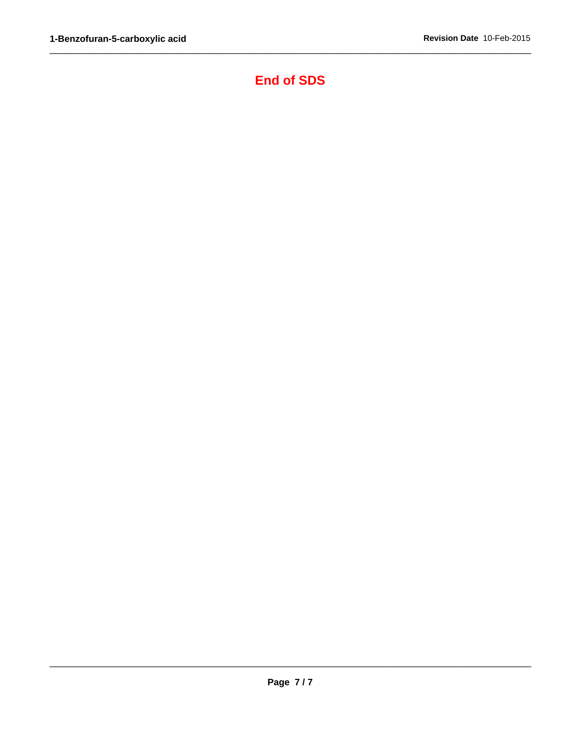**End of SDS**